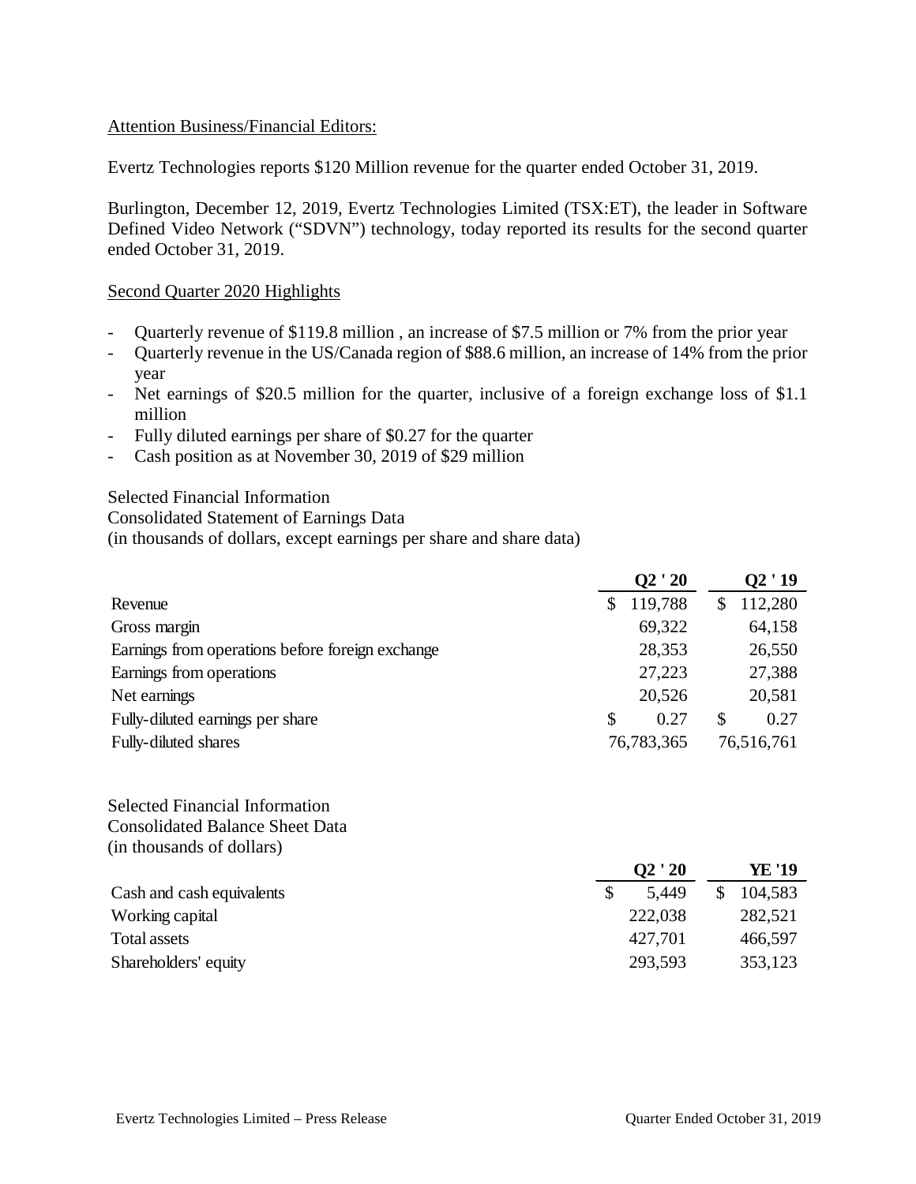Attention Business/Financial Editors:

Evertz Technologies reports $120 Million revenue for the quarter ended October 31, 2019.

Burlington, December 12, 2019, Evertz Technologies Limited (TSX:ET), the leader in Software Defined Video Network ("SDVN") technology, today reported its results for the second quarter ended October 31, 2019.

Second Quarter 2020 Highlights

- Quarterly revenue of $119.8 million , an increase of $7.5 million or 7% from the prior year
- Quarterly revenue in the US/Canada region of $88.6 million, an increase of 14% from the prior year
- Net earnings of $20.5 million for the quarter, inclusive of a foreign exchange loss of $1.1 million
- Fully diluted earnings per share of $0.27 for the quarter
- Cash position as at November 30, 2019 of $29 million

Selected Financial Information
Consolidated Statement of Earnings Data
(in thousands of dollars, except earnings per share and share data)

| | Q2 ' 20 | Q2 ' 19 |
|---|---|---|
| Revenue | $ 119,788 | $ 112,280 |
| Gross margin | 69,322 | 64,158 |
| Earnings from operations before foreign exchange | 28,353 | 26,550 |
| Earnings from operations | 27,223 | 27,388 |
| Net earnings | 20,526 | 20,581 |
| Fully-diluted earnings per share | $ 0.27 | $ 0.27 |
| Fully-diluted shares | 76,783,365 | 76,516,761 |

Selected Financial Information
Consolidated Balance Sheet Data
(in thousands of dollars)

| | Q2 ' 20 | YE '19 |
|---|---|---|
| Cash and cash equivalents | $ 5,449 | $ 104,583 |
| Working capital | 222,038 | 282,521 |
| Total assets | 427,701 | 466,597 |
| Shareholders' equity | 293,593 | 353,123 |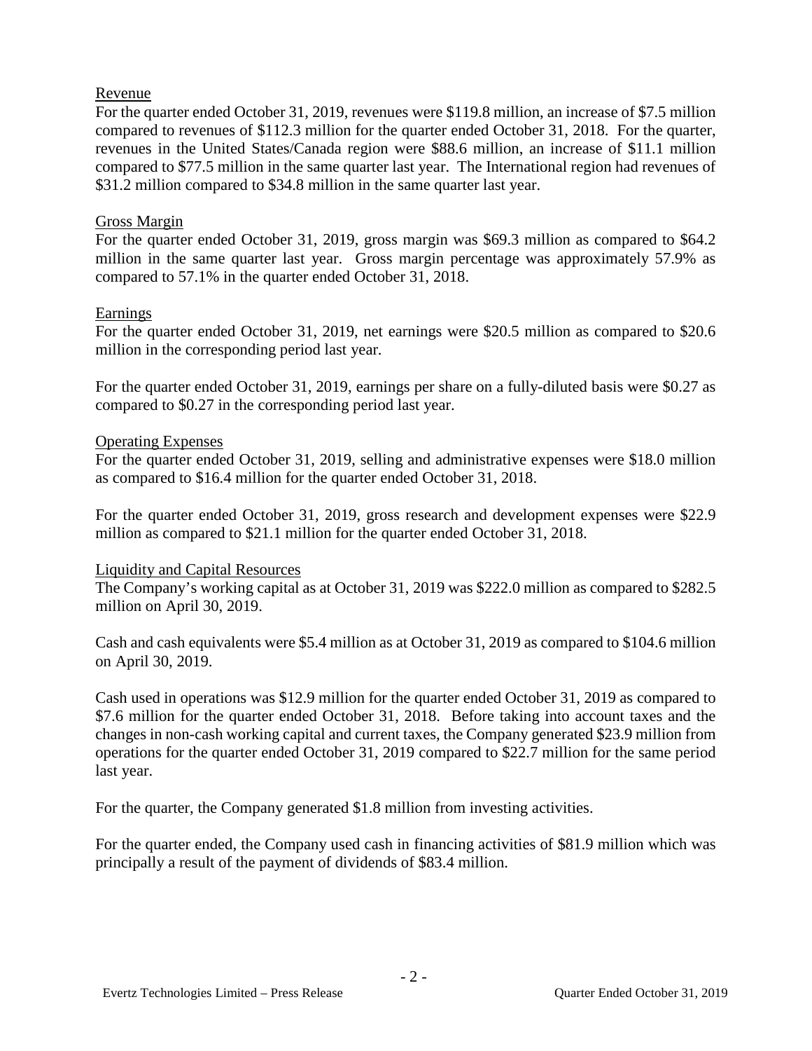## Revenue

For the quarter ended October 31, 2019, revenues were $119.8 million, an increase of $7.5 million compared to revenues of $112.3 million for the quarter ended October 31, 2018. For the quarter, revenues in the United States/Canada region were $88.6 million, an increase of $11.1 million compared to $77.5 million in the same quarter last year. The International region had revenues of $31.2 million compared to $34.8 million in the same quarter last year.

## Gross Margin

For the quarter ended October 31, 2019, gross margin was $69.3 million as compared to $64.2 million in the same quarter last year. Gross margin percentage was approximately 57.9% as compared to 57.1% in the quarter ended October 31, 2018.

## Earnings

For the quarter ended October 31, 2019, net earnings were $20.5 million as compared to $20.6 million in the corresponding period last year.

For the quarter ended October 31, 2019, earnings per share on a fully-diluted basis were $0.27 as compared to $0.27 in the corresponding period last year.

## Operating Expenses

For the quarter ended October 31, 2019, selling and administrative expenses were $18.0 million as compared to $16.4 million for the quarter ended October 31, 2018.

For the quarter ended October 31, 2019, gross research and development expenses were $22.9 million as compared to $21.1 million for the quarter ended October 31, 2018.

## Liquidity and Capital Resources

The Company's working capital as at October 31, 2019 was $222.0 million as compared to $282.5 million on April 30, 2019.

Cash and cash equivalents were $5.4 million as at October 31, 2019 as compared to $104.6 million on April 30, 2019.

Cash used in operations was $12.9 million for the quarter ended October 31, 2019 as compared to $7.6 million for the quarter ended October 31, 2018. Before taking into account taxes and the changes in non-cash working capital and current taxes, the Company generated $23.9 million from operations for the quarter ended October 31, 2019 compared to $22.7 million for the same period last year.

For the quarter, the Company generated $1.8 million from investing activities.

For the quarter ended, the Company used cash in financing activities of $81.9 million which was principally a result of the payment of dividends of $83.4 million.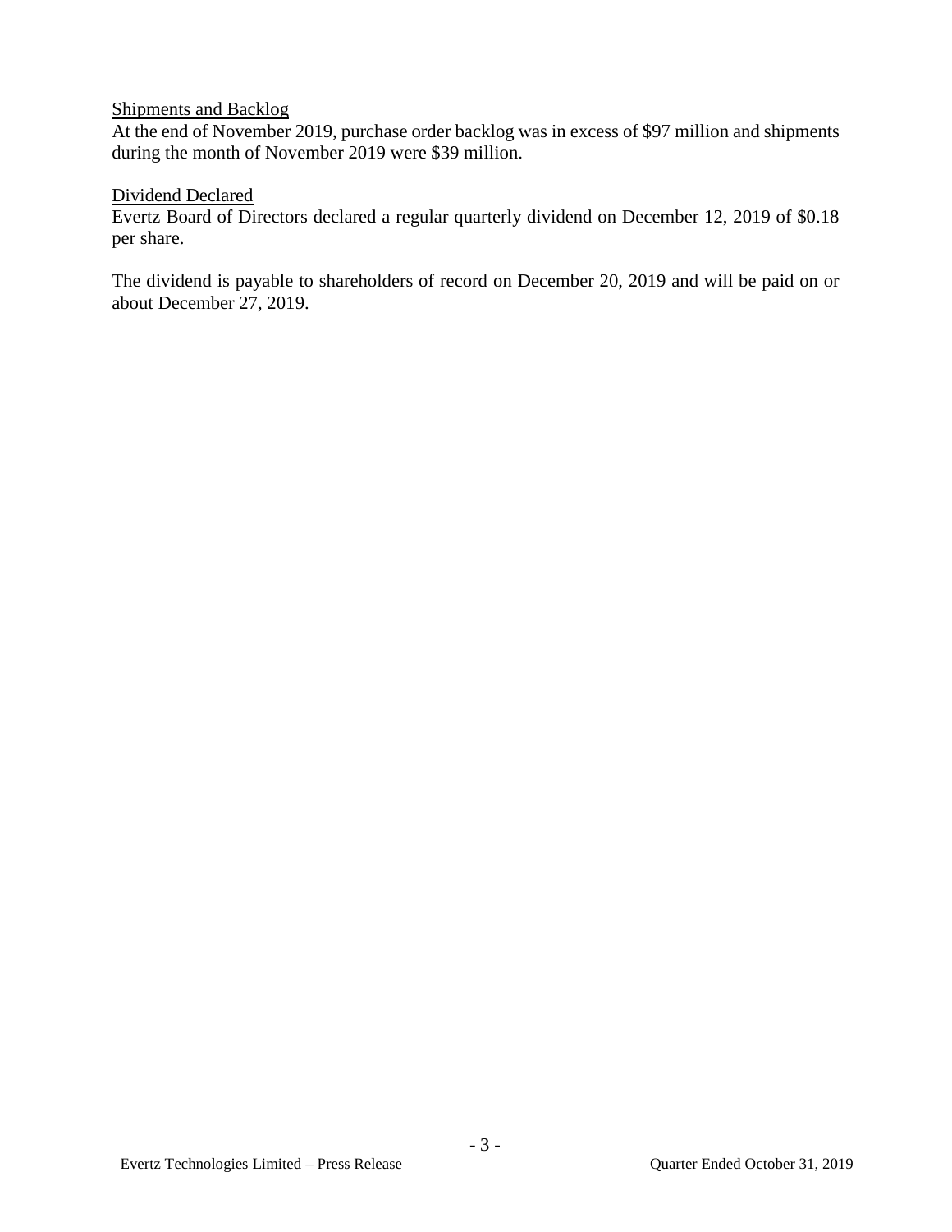Shipments and Backlog

At the end of November 2019, purchase order backlog was in excess of $97 million and shipments during the month of November 2019 were $39 million.

Dividend Declared

Evertz Board of Directors declared a regular quarterly dividend on December 12, 2019 of $0.18 per share.

The dividend is payable to shareholders of record on December 20, 2019 and will be paid on or about December 27, 2019.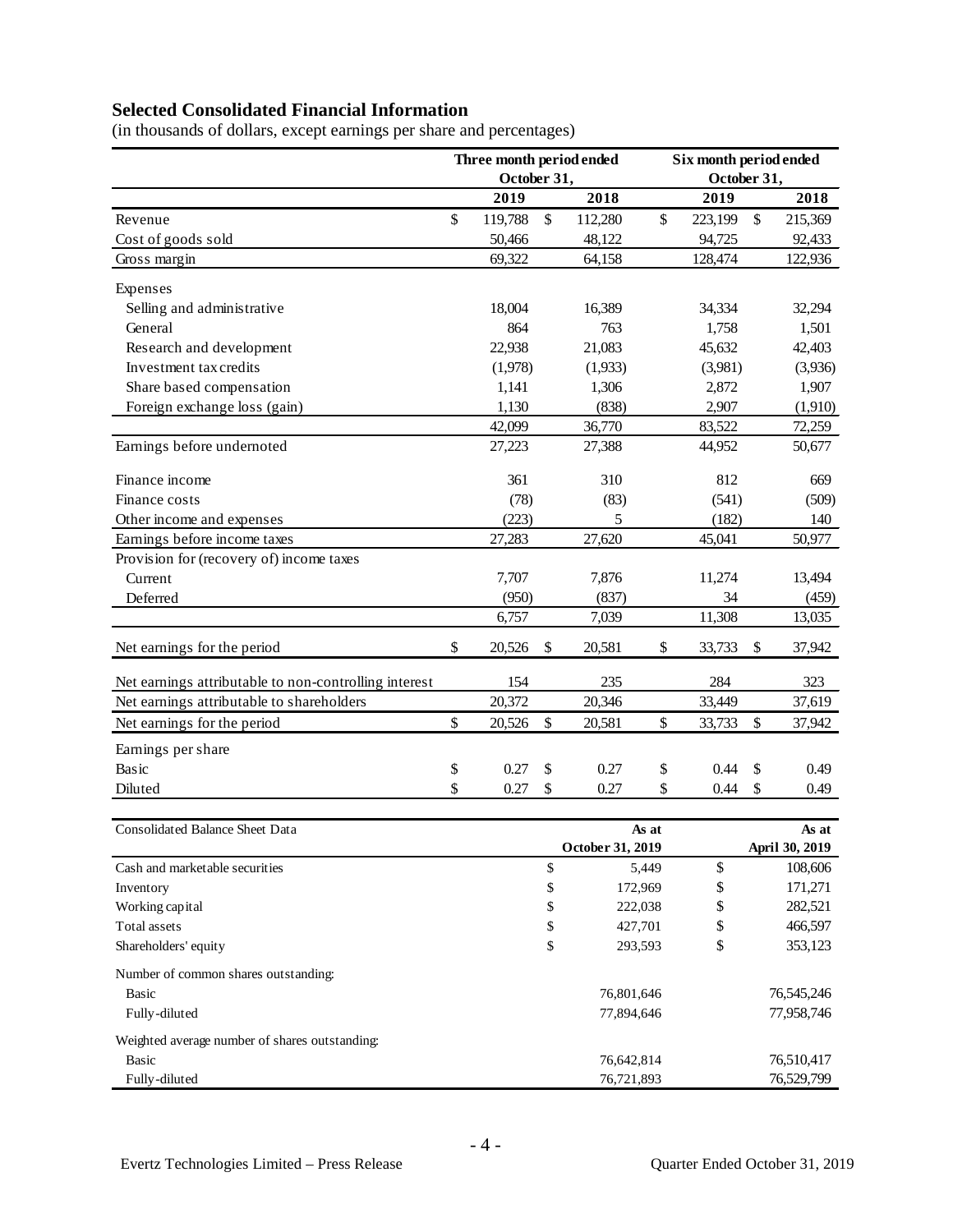## Selected Consolidated Financial Information

(in thousands of dollars, except earnings per share and percentages)

| | Three month period ended October 31, | | Six month period ended October 31, | |
|---|---|---|---|---|
| | 2019 | 2018 | 2019 | 2018 |
| Revenue | $ 119,788 | $ 112,280 | $ 223,199 | $ 215,369 |
| Cost of goods sold | 50,466 | 48,122 | 94,725 | 92,433 |
| Gross margin | 69,322 | 64,158 | 128,474 | 122,936 |
| Expenses | | | | |
| Selling and administrative | 18,004 | 16,389 | 34,334 | 32,294 |
| General | 864 | 763 | 1,758 | 1,501 |
| Research and development | 22,938 | 21,083 | 45,632 | 42,403 |
| Investment tax credits | (1,978) | (1,933) | (3,981) | (3,936) |
| Share based compensation | 1,141 | 1,306 | 2,872 | 1,907 |
| Foreign exchange loss (gain) | 1,130 | (838) | 2,907 | (1,910) |
| | 42,099 | 36,770 | 83,522 | 72,259 |
| Earnings before undernoted | 27,223 | 27,388 | 44,952 | 50,677 |
| Finance income | 361 | 310 | 812 | 669 |
| Finance costs | (78) | (83) | (541) | (509) |
| Other income and expenses | (223) | 5 | (182) | 140 |
| Earnings before income taxes | 27,283 | 27,620 | 45,041 | 50,977 |
| Provision for (recovery of) income taxes | | | | |
| Current | 7,707 | 7,876 | 11,274 | 13,494 |
| Deferred | (950) | (837) | 34 | (459) |
| | 6,757 | 7,039 | 11,308 | 13,035 |
| Net earnings for the period | $ 20,526 | $ 20,581 | $ 33,733 | $ 37,942 |
| Net earnings attributable to non-controlling interest | 154 | 235 | 284 | 323 |
| Net earnings attributable to shareholders | 20,372 | 20,346 | 33,449 | 37,619 |
| Net earnings for the period | $ 20,526 | $ 20,581 | $ 33,733 | $ 37,942 |
| Earnings per share | | | | |
| Basic | $ 0.27 | $ 0.27 | $ 0.44 | $ 0.49 |
| Diluted | $ 0.27 | $ 0.27 | $ 0.44 | $ 0.49 |

| Consolidated Balance Sheet Data | As at October 31, 2019 | As at April 30, 2019 |
|---|---|---|
| Cash and marketable securities | $ 5,449 | $ 108,606 |
| Inventory | $ 172,969 | $ 171,271 |
| Working capital | $ 222,038 | $ 282,521 |
| Total assets | $ 427,701 | $ 466,597 |
| Shareholders' equity | $ 293,593 | $ 353,123 |
| Number of common shares outstanding: | | |
| Basic | 76,801,646 | 76,545,246 |
| Fully-diluted | 77,894,646 | 77,958,746 |
| Weighted average number of shares outstanding: | | |
| Basic | 76,642,814 | 76,510,417 |
| Fully-diluted | 76,721,893 | 76,529,799 |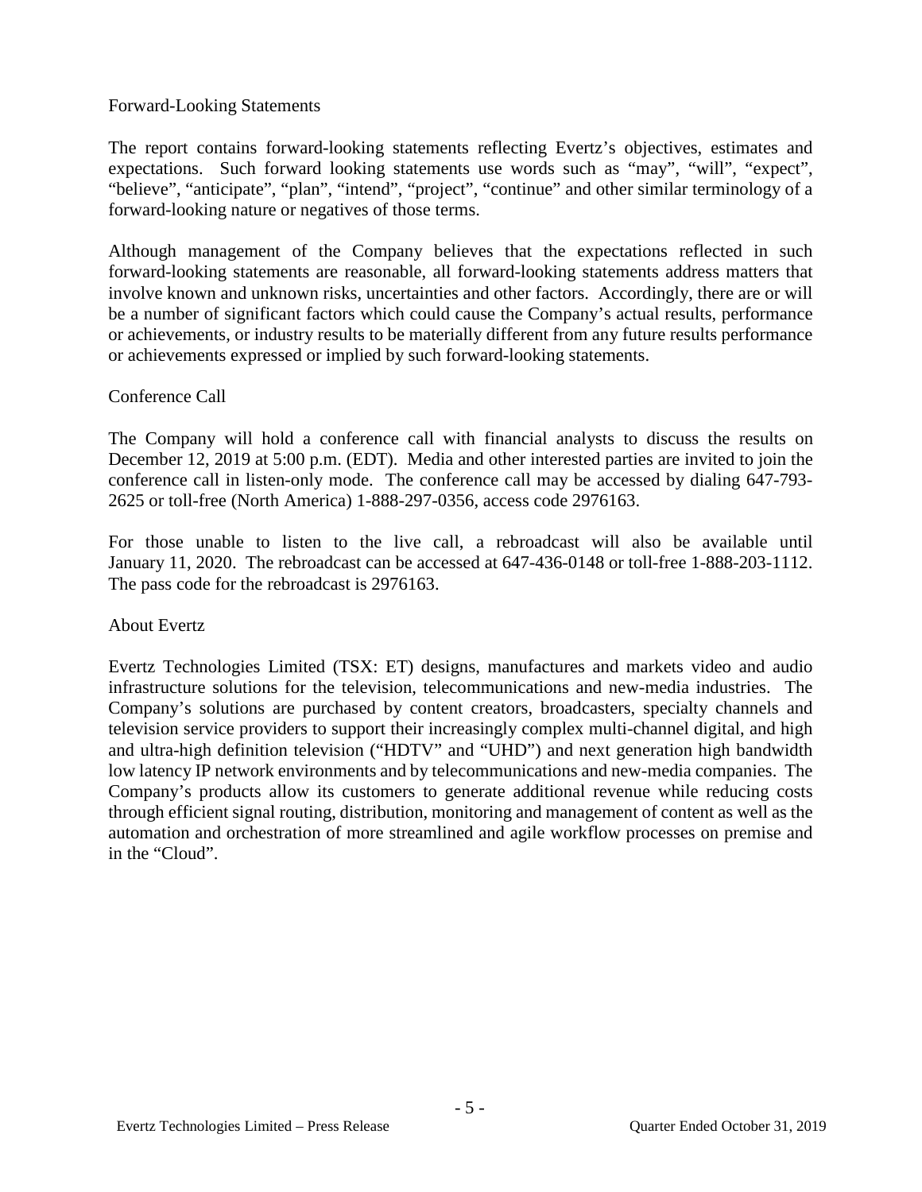## Forward-Looking Statements

The report contains forward-looking statements reflecting Evertz's objectives, estimates and expectations. Such forward looking statements use words such as "may", "will", "expect", "believe", "anticipate", "plan", "intend", "project", "continue" and other similar terminology of a forward-looking nature or negatives of those terms.

Although management of the Company believes that the expectations reflected in such forward-looking statements are reasonable, all forward-looking statements address matters that involve known and unknown risks, uncertainties and other factors. Accordingly, there are or will be a number of significant factors which could cause the Company's actual results, performance or achievements, or industry results to be materially different from any future results performance or achievements expressed or implied by such forward-looking statements.

## Conference Call

The Company will hold a conference call with financial analysts to discuss the results on December 12, 2019 at 5:00 p.m. (EDT). Media and other interested parties are invited to join the conference call in listen-only mode. The conference call may be accessed by dialing 647-793-2625 or toll-free (North America) 1-888-297-0356, access code 2976163.

For those unable to listen to the live call, a rebroadcast will also be available until January 11, 2020. The rebroadcast can be accessed at 647-436-0148 or toll-free 1-888-203-1112. The pass code for the rebroadcast is 2976163.

## About Evertz

Evertz Technologies Limited (TSX: ET) designs, manufactures and markets video and audio infrastructure solutions for the television, telecommunications and new-media industries. The Company's solutions are purchased by content creators, broadcasters, specialty channels and television service providers to support their increasingly complex multi-channel digital, and high and ultra-high definition television ("HDTV" and "UHD") and next generation high bandwidth low latency IP network environments and by telecommunications and new-media companies. The Company's products allow its customers to generate additional revenue while reducing costs through efficient signal routing, distribution, monitoring and management of content as well as the automation and orchestration of more streamlined and agile workflow processes on premise and in the "Cloud".